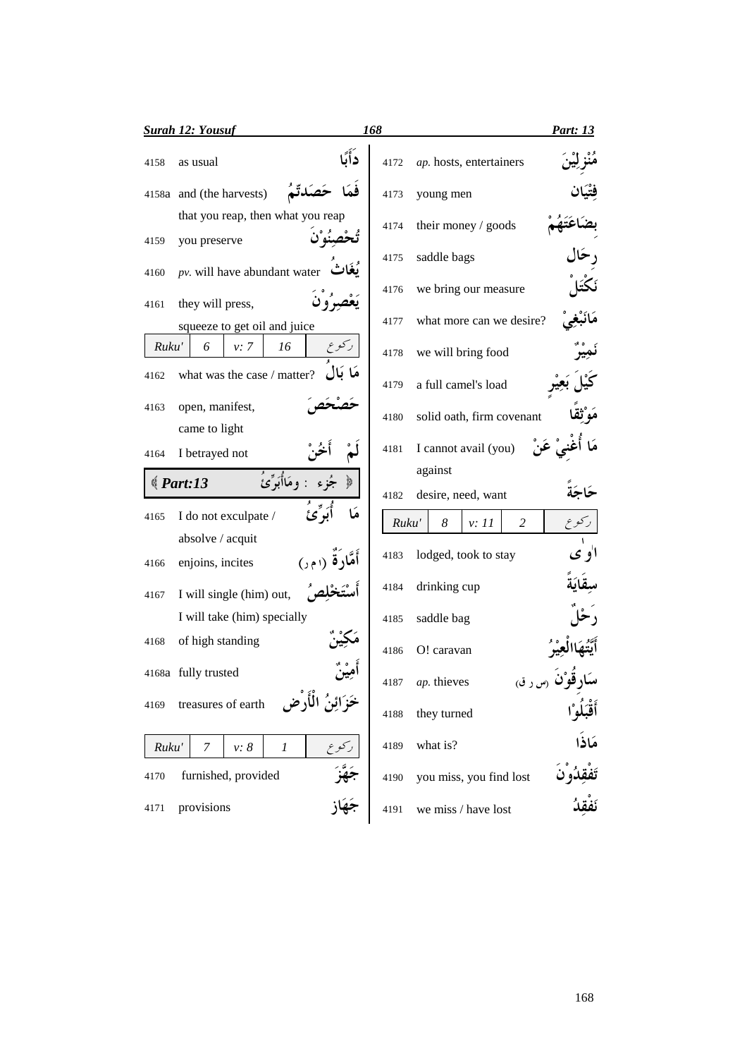## Surah 12: Yousuf — Part: 13

| No. | Meaning | Word |
|---|---|---|
| 4158 | as usual | دَأَبًا |
| 4158a | and (the harvests) that you reap, then what you reap | فَمَا حَصَدتُّمْ |
| 4159 | you preserve | تُحْصِنُوْنَ |
| 4160 | *pv.* will have abundant water | يُغَاثُ |
| 4161 | they will press, squeeze to get oil and juice | يَعْصِرُوْنَ |

| Ruku' | 6 | v: 7 | 16 | ركوع |
|---|---|---|---|---|

| No. | Meaning | Word |
|---|---|---|
| 4162 | what was the case / matter? | مَا بَالُ |
| 4163 | open, manifest, came to light | حَصْحَصَ |
| 4164 | I betrayed not | لَمْ أَخُنْ |

**Part:13** — جزء : ومَاأُبَرِّئُ

| No. | Meaning | Word |
|---|---|---|
| 4165 | I do not exculpate / absolve / acquit | مَا أُبَرِّئُ |
| 4166 | enjoins, incites | أَمَّارَةٌ (ا م ر) |
| 4167 | I will single (him) out, I will take (him) specially | أَسْتَخْلِصُ |
| 4168 | of high standing | مَكِيْنٌ |
| 4168a | fully trusted | أَمِيْنٌ |
| 4169 | treasures of earth | خَزَائِنُ الْأَرْض |

| Ruku' | 7 | v: 8 | 1 | ركوع |
|---|---|---|---|---|

| No. | Meaning | Word |
|---|---|---|
| 4170 | furnished, provided | جَهَّزَ |
| 4171 | provisions | جَهَاز |
| 4172 | *ap.* hosts, entertainers | مُنْزِلِيْنَ |
| 4173 | young men | فِتْيَان |
| 4174 | their money / goods | بِضَاعَتَهُمْ |
| 4175 | saddle bags | رِحَال |
| 4176 | we bring our measure | نَكْتَلْ |
| 4177 | what more can we desire? | مَانَبْغِيْ |
| 4178 | we will bring food | نَمِيْرُ |
| 4179 | a full camel's load | كَيْلَ بَعِيْرٍ |
| 4180 | solid oath, firm covenant | مَوْثِقًا |
| 4181 | I cannot avail (you) against | مَا أُغْنِيْ عَنْ |
| 4182 | desire, need, want | حَاجَةً |

| Ruku' | 8 | v: 11 | 2 | ركوع |
|---|---|---|---|---|

| No. | Meaning | Word |
|---|---|---|
| 4183 | lodged, took to stay | اٰوٰى |
| 4184 | drinking cup | سِقَايَةً |
| 4185 | saddle bag | رَحْلٌ |
| 4186 | O! caravan | أَيَّتُهَاالْعِيْرُ |
| 4187 | *ap.* thieves | سَارِقُوْنَ (س ر ق) |
| 4188 | they turned | أَقْبَلُوْا |
| 4189 | what is? | مَاذَا |
| 4190 | you miss, you find lost | تَفْقِدُوْنَ |
| 4191 | we miss / have lost | نَفْقِدُ |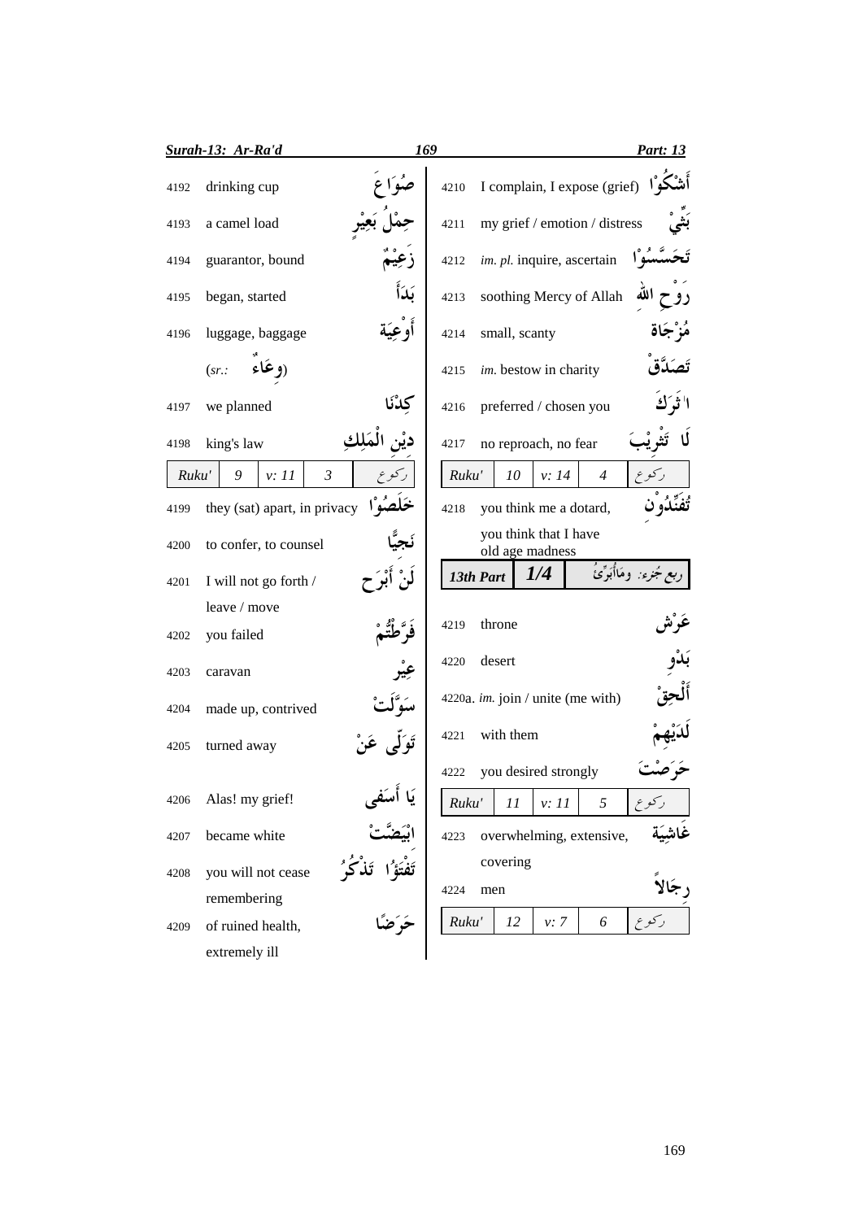| No. | Meaning | Arabic |
|---|---|---|
| 4192 | drinking cup | صُوَاعَ |
| 4193 | a camel load | حِمْلُ بَعِيْرٍ |
| 4194 | guarantor, bound | زَعِيْمٌ |
| 4195 | began, started | بَدَأَ |
| 4196 | luggage, baggage (sr.: وِعَاءٌ) | أَوْعِيَة |
| 4197 | we planned | كِدْنَا |
| 4198 | king's law | دِيْنِ الْمَلِكِ |
| Ruku' 9 | v: 11 | 3 رکوع |
| 4199 | they (sat) apart, in privacy | خَلَصُوْا |
| 4200 | to confer, to counsel | نَجِيًّا |
| 4201 | I will not go forth / leave / move | لَنْ أَبْرَح |
| 4202 | you failed | فَرَّطْتُمْ |
| 4203 | caravan | عِيْر |
| 4204 | made up, contrived | سَوَّلَتْ |
| 4205 | turned away | تَوَلّٰى عَنْ |
| 4206 | Alas! my grief! | يَا أَسَفٰى |
| 4207 | became white | ابْيَضَّتْ |
| 4208 | you will not cease remembering | تَفْتَؤُا تَذْكُرُ |
| 4209 | of ruined health, extremely ill | حَرَضًا |
| 4210 | I complain, I expose (grief) | أَشْكُوْا |
| 4211 | my grief / emotion / distress | بَثِّيْ |
| 4212 | *im. pl.* inquire, ascertain | تَحَسَّسُوْا |
| 4213 | soothing Mercy of Allah | رَوْحِ اللهِ |
| 4214 | small, scanty | مُزْجَاة |
| 4215 | *im.* bestow in charity | تَصَدَّقْ |
| 4216 | preferred / chosen you | اٰثَرَكَ |
| 4217 | no reproach, no fear | لَا تَثْرِيْبَ |
| Ruku' 10 | v: 14 | 4 رکوع |
| 4218 | you think me a dotard, you think that I have old age madness | تُفَنِّدُوْنِ |
| 13th Part | 1/4 | ربع جُزء: ومَآأُبَرِّئُ |
| 4219 | throne | عَرْش |
| 4220 | desert | بَدْوِ |
| 4220a. | *im.* join / unite (me with) | أَلْحِقْ |
| 4221 | with them | لَدَيْهِمْ |
| 4222 | you desired strongly | حَرَصْتَ |
| Ruku' 11 | v: 11 | 5 رکوع |
| 4223 | overwhelming, extensive, covering | غَاشِيَة |
| 4224 | men | رِجَالاً |
| Ruku' 12 | v: 7 | 6 رکوع |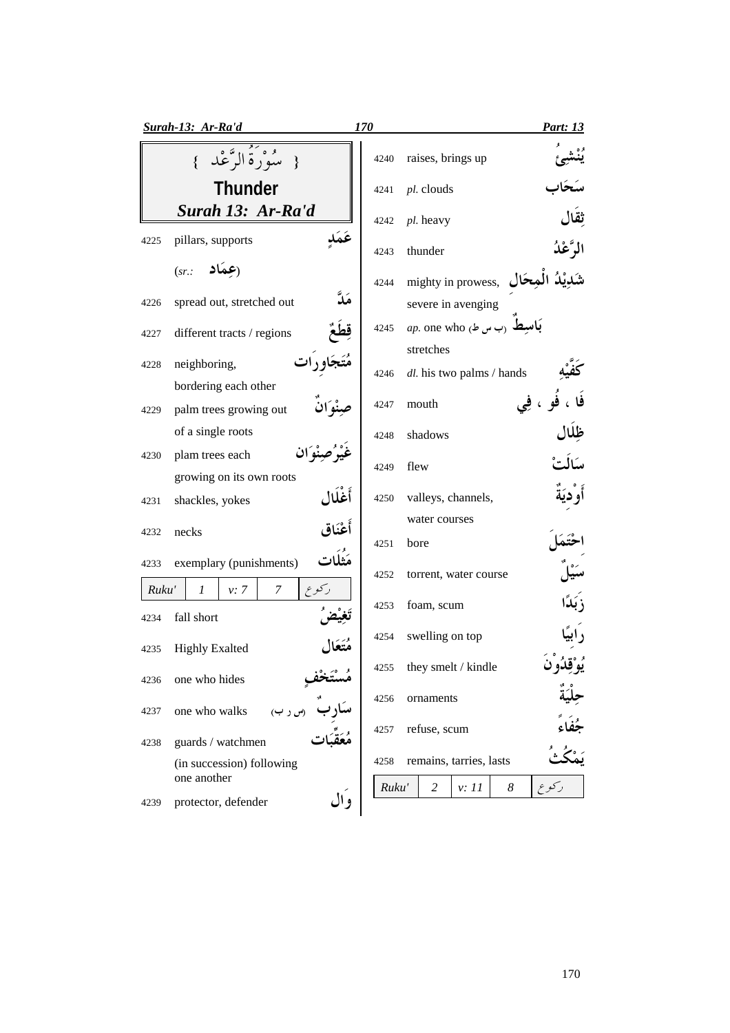# { سُوْرَةُ الرَّعْد }

## Thunder

## *Surah 13: Ar-Ra'd*

| No. | Meaning | Arabic |
|---|---|---|
| 4225 | pillars, supports (*sr.:* عِمَاد) | عَمَدٍ |
| 4226 | spread out, stretched out | مَدَّ |
| 4227 | different tracts / regions | قِطَعٌ |
| 4228 | neighboring, bordering each other | مُتَجَاوِرَات |
| 4229 | palm trees growing out of a single roots | صِنْوَانٌ |
| 4230 | plam trees each growing on its own roots | غَيْرُ صِنْوَان |
| 4231 | shackles, yokes | أَغْلَال |
| 4232 | necks | أَعْنَاق |
| 4233 | exemplary (punishments) | مَثُلَات |

| Ruku' | 1 | v: 7 | 7 | ركوع |
|---|---|---|---|---|

| No. | Meaning | Arabic |
|---|---|---|
| 4234 | fall short | تَغِيْضُ |
| 4235 | Highly Exalted | مُتَعَال |
| 4236 | one who hides | مُسْتَخْفٍ |
| 4237 | one who walks (س ر ب) | سَارِبٌ |
| 4238 | guards / watchmen (in succession) following one another | مُعَقِّبَات |
| 4239 | protector, defender | وَال |
| 4240 | raises, brings up | يُنْشِئُ |
| 4241 | *pl.* clouds | سَحَاب |
| 4242 | *pl.* heavy | ثِقَال |
| 4243 | thunder | الرَّعْدُ |
| 4244 | mighty in prowess, severe in avenging | شَدِيْدُ الْمِحَال |
| 4245 | *ap.* one who stretches (ب س ط) | بَاسِطٌ |
| 4246 | *dl.* his two palms / hands | كَفَّيْهِ |
| 4247 | mouth | فَا ، فُو ، فِي |
| 4248 | shadows | ظِلَال |
| 4249 | flew | سَالَتْ |
| 4250 | valleys, channels, water courses | أَوْدِيَةٌ |
| 4251 | bore | احْتَمَلَ |
| 4252 | torrent, water course | سَيْلٌ |
| 4253 | foam, scum | زَبَدًا |
| 4254 | swelling on top | رَابِيًا |
| 4255 | they smelt / kindle | يُوْقِدُوْنَ |
| 4256 | ornaments | حِلْيَةٌ |
| 4257 | refuse, scum | جُفَاءً |
| 4258 | remains, tarries, lasts | يَمْكُثُ |

| Ruku' | 2 | v: 11 | 8 | ركوع |
|---|---|---|---|---|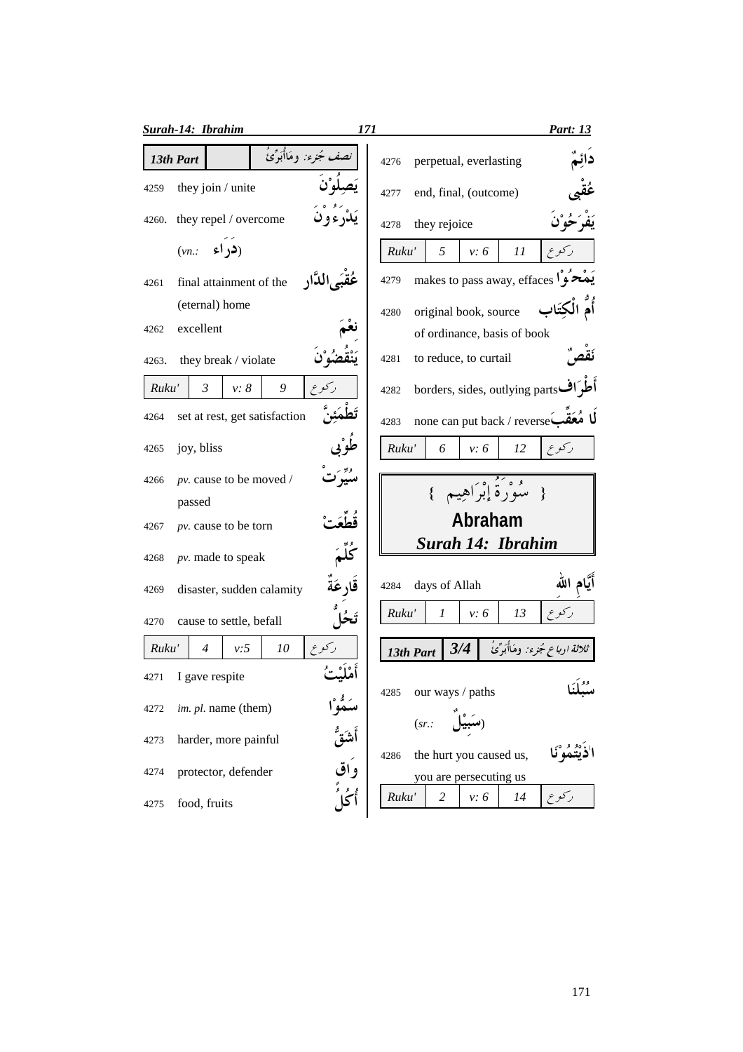| 13th Part | | نصف جُزء: وماأُبَرِّئُ |
|---|---|---|
| 4259 | they join / unite | يَصِلُوْنَ |
| 4260. | they repel / overcome | يَدْرَءُوْنَ |
| | (*vn.:* دَرَاء) | |
| 4261 | final attainment of the (eternal) home | عُقْبَى الدَّار |
| 4262 | excellent | نِعْمَ |
| 4263. | they break / violate | يَنْقُضُوْنَ |

| Ruku' | 3 | v: 8 | 9 | رکوع |
|---|---|---|---|---|

| | | |
|---|---|---|
| 4264 | set at rest, get satisfaction | تَطْمَئِنَّ |
| 4265 | joy, bliss | طُوْبٰى |
| 4266 | *pv.* cause to be moved / passed | سُيِّرَتْ |
| 4267 | *pv.* cause to be torn | قُطِّعَتْ |
| 4268 | *pv.* made to speak | كُلِّمَ |
| 4269 | disaster, sudden calamity | قَارِعَةٌ |
| 4270 | cause to settle, befall | تَحُلُّ |

| Ruku' | 4 | v:5 | 10 | رکوع |
|---|---|---|---|---|

| | | |
|---|---|---|
| 4271 | I gave respite | أَمْلَيْتُ |
| 4272 | *im. pl.* name (them) | سَمُّوْا |
| 4273 | harder, more painful | أَشَقُّ |
| 4274 | protector, defender | وَاقٍ |
| 4275 | food, fruits | أُكُلُ |
| 4276 | perpetual, everlasting | دَائِمٌ |
| 4277 | end, final, (outcome) | عُقْبٰى |
| 4278 | they rejoice | يَفْرَحُوْنَ |

| Ruku' | 5 | v: 6 | 11 | رکوع |
|---|---|---|---|---|

| | | |
|---|---|---|
| 4279 | makes to pass away, effaces | يَمْحُوْا |
| 4280 | original book, source of ordinance, basis of book | أُمُّ الْكِتَاب |
| 4281 | to reduce, to curtail | نَقْصٌ |
| 4282 | borders, sides, outlying parts | أَطْرَاف |
| 4283 | none can put back / reverse | لَا مُعَقِّبَ |

| Ruku' | 6 | v: 6 | 12 | رکوع |
|---|---|---|---|---|

## { سُوْرَةُ إِبْرَاهِيم }

## Abraham

## *Surah 14: Ibrahim*

| | | |
|---|---|---|
| 4284 | days of Allah | أَيَّامِ الله |

| Ruku' | 1 | v: 6 | 13 | رکوع |
|---|---|---|---|---|

| 13th Part | 3/4 | ثلاثة ارباع جُزء: وماأُبَرِّئُ |
|---|---|---|

| | | |
|---|---|---|
| 4285 | our ways / paths | سُبُلَنَا |
| | (*sr.:* سَبِيْلٌ) | |
| 4286 | the hurt you caused us, you are persecuting us | اٰذَيْتُمُوْنَا |

| Ruku' | 2 | v: 6 | 14 | رکوع |
|---|---|---|---|---|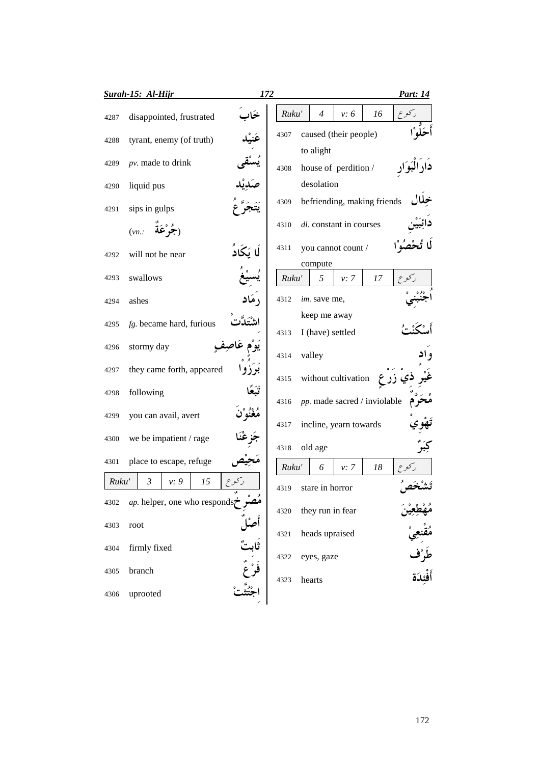| No. | Meaning | Word |
|---|---|---|
| 4287 | disappointed, frustrated | خَابَ |
| 4288 | tyrant, enemy (of truth) | عَنِيْد |
| 4289 | *pv.* made to drink | يُسْقٰى |
| 4290 | liquid pus | صَدِيْد |
| 4291 | sips in gulps | يَتَجَرَّعُ |
| | (*vn.:* جُرْعَةٌ) | |
| 4292 | will not be near | لَا يَكَادُ |
| 4293 | swallows | يُسِيْغُ |
| 4294 | ashes | رَمَاد |
| 4295 | *fg.* became hard, furious | اشْتَدَّتْ |
| 4296 | stormy day | يَوْمٍ عَاصِفٍ |
| 4297 | they came forth, appeared | بَرَزُوْا |
| 4298 | following | تَبَعًا |
| 4299 | you can avail, avert | مُغْنُوْنَ |
| 4300 | we be impatient / rage | جَزِعْنَا |
| 4301 | place to escape, refuge | مَحِيْص |

| Ruku' | 3 | v: 9 | 15 | رکوع |
|---|---|---|---|---|

| No. | Meaning | Word |
|---|---|---|
| 4302 | *ap.* helper, one who responds | مُصْرِخٌ |
| 4303 | root | أَصْلٌ |
| 4304 | firmly fixed | ثَابِتٌ |
| 4305 | branch | فَرْعٌ |
| 4306 | uprooted | اجْتُثَّتْ |

| Ruku' | 4 | v: 6 | 16 | رکوع |
|---|---|---|---|---|

| No. | Meaning | Word |
|---|---|---|
| 4307 | caused (their people) to alight | أَحَلُّوْا |
| 4308 | house of perdition / desolation | دَارَالْبَوَارِ |
| 4309 | befriending, making friends | خِلَال |
| 4310 | *dl.* constant in courses | دَائِبَيْنِ |
| 4311 | you cannot count / compute | لَا تُحْصُوْا |

| Ruku' | 5 | v: 7 | 17 | رکوع |
|---|---|---|---|---|

| No. | Meaning | Word |
|---|---|---|
| 4312 | *im.* save me, keep me away | اُجْنُبْنِيْ |
| 4313 | I (have) settled | أَسْكَنْتُ |
| 4314 | valley | وَادٍ |
| 4315 | without cultivation | غَيْرِ ذِيْ زَرْعٍ |
| 4316 | *pp.* made sacred / inviolable | مُحَرَّمٌ |
| 4317 | incline, yearn towards | تَهْوِيْ |
| 4318 | old age | كِبَرٌ |

| Ruku' | 6 | v: 7 | 18 | رکوع |
|---|---|---|---|---|

| No. | Meaning | Word |
|---|---|---|
| 4319 | stare in horror | تَشْخَصُ |
| 4320 | they run in fear | مُهْطِعِيْنَ |
| 4321 | heads upraised | مُقْنِعِيْ |
| 4322 | eyes, gaze | طَرْف |
| 4323 | hearts | أَفْئِدَة |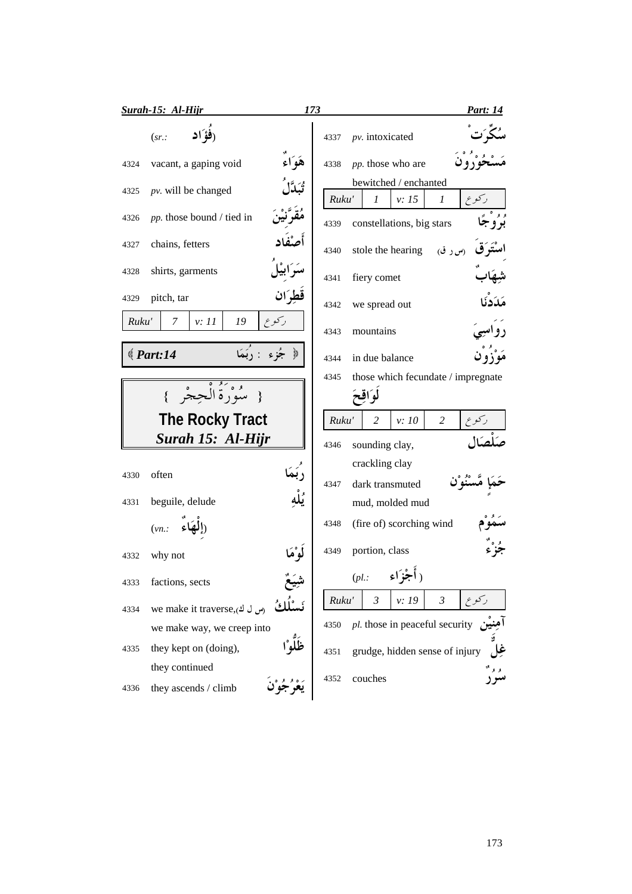| No. | Meaning | Arabic |
|---|---|---|
| | (sr.: فُؤَاد) | |
| 4324 | vacant, a gaping void | هَوَاءٌ |
| 4325 | *pv.* will be changed | تُبَدَّلُ |
| 4326 | *pp.* those bound / tied in | مُقَرَّنِيْنَ |
| 4327 | chains, fetters | أَصْفَاد |
| 4328 | shirts, garments | سَرَابِيْلُ |
| 4329 | pitch, tar | قَطِرَان |

| Ruku' | 7 | v: 11 | 19 | رکوع |
|---|---|---|---|---|

**Part:14** — جُزء : رُبَمَا

# { سُوْرَةُ الْحِجْرِ }

## The Rocky Tract

## *Surah 15: Al-Hijr*

| No. | Meaning | Arabic |
|---|---|---|
| 4330 | often | رُبَمَا |
| 4331 | beguile, delude | يُلْهِ |
| | (vn.: إِلْهَاءٌ) | |
| 4332 | why not | لَوْمَا |
| 4333 | factions, sects | شِيَعٌ |
| 4334 | we make it traverse, (س ل ك) we make way, we creep into | نَسْلُكُ |
| 4335 | they kept on (doing), they continued | ظَلُّوْا |
| 4336 | they ascends / climb | يَعْرُجُوْنَ |
| 4337 | *pv.* intoxicated | سُكِّرَتْ |
| 4338 | *pp.* those who are bewitched / enchanted | مَسْحُوْرُوْنَ |

| Ruku' | 1 | v: 15 | 1 | رکوع |
|---|---|---|---|---|

| No. | Meaning | Arabic |
|---|---|---|
| 4339 | constellations, big stars | بُرُوْجًا |
| 4340 | stole the hearing (س ر ق) | اسْتَرَقَ |
| 4341 | fiery comet | شِهَابٌ |
| 4342 | we spread out | مَدَدْنَا |
| 4343 | mountains | رَوَاسِيَ |
| 4344 | in due balance | مَوْزُوْن |
| 4345 | those which fecundate / impregnate | لَوَاقِحَ |

| Ruku' | 2 | v: 10 | 2 | رکوع |
|---|---|---|---|---|

| No. | Meaning | Arabic |
|---|---|---|
| 4346 | sounding clay, crackling clay | صَلْصَال |
| 4347 | dark transmuted mud, molded mud | حَمَإٍ مَّسْنُوْن |
| 4348 | (fire of) scorching wind | سَمُوْم |
| 4349 | portion, class | جُزْءٌ |
| | (pl.: أَجْزَاء) | |

| Ruku' | 3 | v: 19 | 3 | رکوع |
|---|---|---|---|---|

| No. | Meaning | Arabic |
|---|---|---|
| 4350 | *pl.* those in peaceful security | آمِنِيْن |
| 4351 | grudge, hidden sense of injury | غِلٍّ |
| 4352 | couches | سُرُرٌ |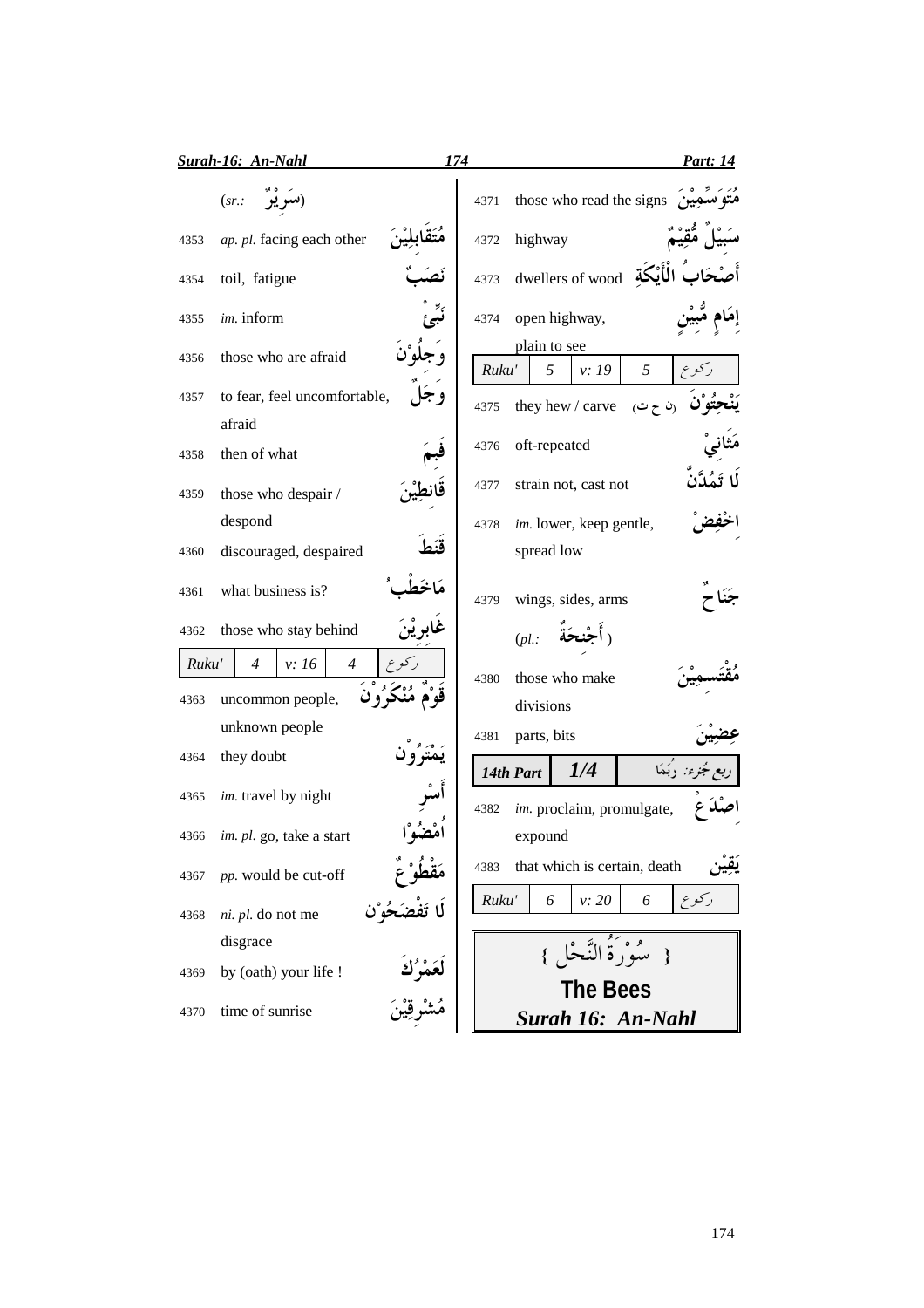(*sr.:* سَرِيْرٌ)

| No. | English | Arabic |
|---|---|---|
| 4353 | *ap. pl.* facing each other | مُتَقَابِلِيْنَ |
| 4354 | toil, fatigue | نَصَبٌ |
| 4355 | *im.* inform | نَبِّئْ |
| 4356 | those who are afraid | وَجِلُوْنَ |
| 4357 | to fear, feel uncomfortable, afraid | وَجَلٌ |
| 4358 | then of what | فَبِمَ |
| 4359 | those who despair / despond | قَانِطِيْنَ |
| 4360 | discouraged, despaired | قَنَطَ |
| 4361 | what business is? | مَاخَطْبُ |
| 4362 | those who stay behind | غَابِرِيْنَ |

| Ruku' | 4 | v: 16 | 4 | ركوع |
|---|---|---|---|---|

| No. | English | Arabic |
|---|---|---|
| 4363 | uncommon people, unknown people | قَوْمٌ مُنْكَرُوْنَ |
| 4364 | they doubt | يَمْتَرُوْن |
| 4365 | *im.* travel by night | أَسْرِ |
| 4366 | *im. pl.* go, take a start | اُمْضُوْا |
| 4367 | *pp.* would be cut-off | مَقْطُوْعٌ |
| 4368 | *ni. pl.* do not me disgrace | لَا تَفْضَحُوْن |
| 4369 | by (oath) your life ! | لَعَمْرُكَ |
| 4370 | time of sunrise | مُشْرِقِيْنَ |
| 4371 | those who read the signs | مُتَوَسِّمِيْنَ |
| 4372 | highway | سَبِيْلٌ مُّقِيْمٌ |
| 4373 | dwellers of wood | أَصْحَابُ الْأَيْكَةِ |
| 4374 | open highway, plain to see | إِمَامٍ مُّبِيْنٍ |

| Ruku' | 5 | v: 19 | 5 | ركوع |
|---|---|---|---|---|

| No. | English | Arabic |
|---|---|---|
| 4375 | they hew / carve (ن ح ت) | يَنْحِتُوْنَ |
| 4376 | oft-repeated | مَثَانِيْ |
| 4377 | strain not, cast not | لَا تَمُدَّنَّ |
| 4378 | *im.* lower, keep gentle, spread low | اخْفِضْ |
| 4379 | wings, sides, arms (*pl.:* أَجْنِحَةٌ) | جَنَاحٌ |
| 4380 | those who make divisions | مُقْتَسِمِيْنَ |
| 4381 | parts, bits | عِضِيْنَ |

| 14th Part | 1/4 | ربع جزء: رُبَمَا |
|---|---|---|

| No. | English | Arabic |
|---|---|---|
| 4382 | *im.* proclaim, promulgate, expound | اصْدَعْ |
| 4383 | that which is certain, death | يَقِيْن |

| Ruku' | 6 | v: 20 | 6 | ركوع |
|---|---|---|---|---|

## { سُوْرَةُ النَّحْل }

## The Bees

## *Surah 16: An-Nahl*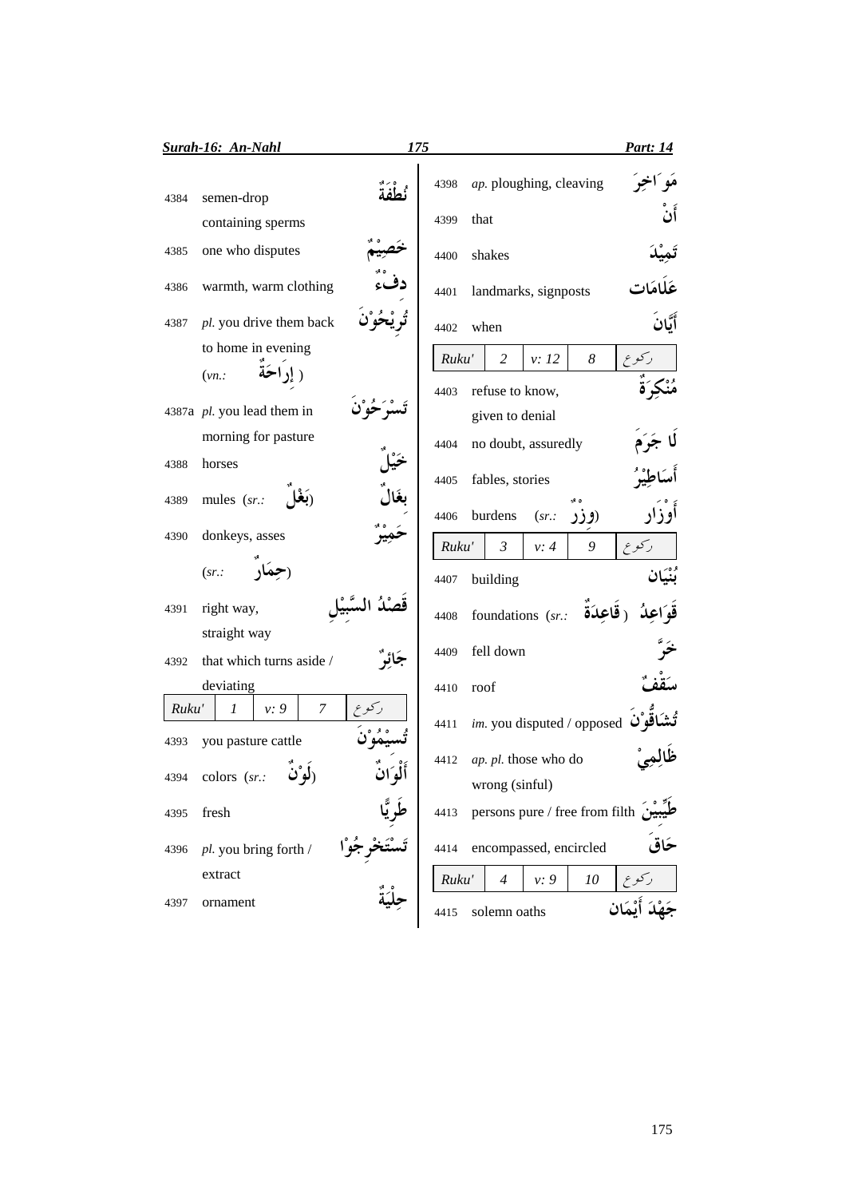| No. | Meaning | Arabic |
|---|---|---|
| 4384 | semen-drop containing sperms | نُطْفَةٌ |
| 4385 | one who disputes | خَصِيْمٌ |
| 4386 | warmth, warm clothing | دِفْءٌ |
| 4387 | *pl.* you drive them back to home in evening (*vn.*: إِرَاحَةٌ ) | تُرِيْحُوْنَ |
| 4387a | *pl.* you lead them in morning for pasture | تَسْرَحُوْنَ |
| 4388 | horses | خَيْلٌ |
| 4389 | mules (*sr.*: بَغْلٌ) | بِغَالٌ |
| 4390 | donkeys, asses (*sr.*: حِمَارٌ) | حَمِيْرٌ |
| 4391 | right way, straight way | قَصْدُ السَّبِيْلِ |
| 4392 | that which turns aside / deviating | جَائِرٌ |

| Ruku' | 1 | v: 9 | 7 | ركوع |
|---|---|---|---|---|

| No. | Meaning | Arabic |
|---|---|---|
| 4393 | you pasture cattle | تُسِيْمُوْنَ |
| 4394 | colors (*sr.*: لَوْنٌ) | أَلْوَانٌ |
| 4395 | fresh | طَرِيًّا |
| 4396 | *pl.* you bring forth / extract | تَسْتَخْرِجُوْا |
| 4397 | ornament | حِلْيَةٌ |
| 4398 | *ap.* ploughing, cleaving | مَوَاخِرَ |
| 4399 | that | أَنْ |
| 4400 | shakes | تَمِيْدَ |
| 4401 | landmarks, signposts | عَلَامَات |
| 4402 | when | أَيَّانَ |

| Ruku' | 2 | v: 12 | 8 | ركوع |
|---|---|---|---|---|

| No. | Meaning | Arabic |
|---|---|---|
| 4403 | refuse to know, given to denial | مُنْكِرَةٌ |
| 4404 | no doubt, assuredly | لَا جَرَمَ |
| 4405 | fables, stories | أَسَاطِيْرُ |
| 4406 | burdens (*sr.*: وِزْرٌ) | أَوْزَار |

| Ruku' | 3 | v: 4 | 9 | ركوع |
|---|---|---|---|---|

| No. | Meaning | Arabic |
|---|---|---|
| 4407 | building | بُنْيَان |
| 4408 | foundations (*sr.*: قَاعِدَةٌ) | قَوَاعِدُ |
| 4409 | fell down | خَرَّ |
| 4410 | roof | سَقْفٌ |
| 4411 | *im.* you disputed / opposed | تُشَاقُّوْنَ |
| 4412 | *ap. pl.* those who do wrong (sinful) | ظَالِمِيْ |
| 4413 | persons pure / free from filth | طَيِّبِيْنَ |
| 4414 | encompassed, encircled | حَاقَ |

| Ruku' | 4 | v: 9 | 10 | ركوع |
|---|---|---|---|---|

| No. | Meaning | Arabic |
|---|---|---|
| 4415 | solemn oaths | جَهْدَ أَيْمَان |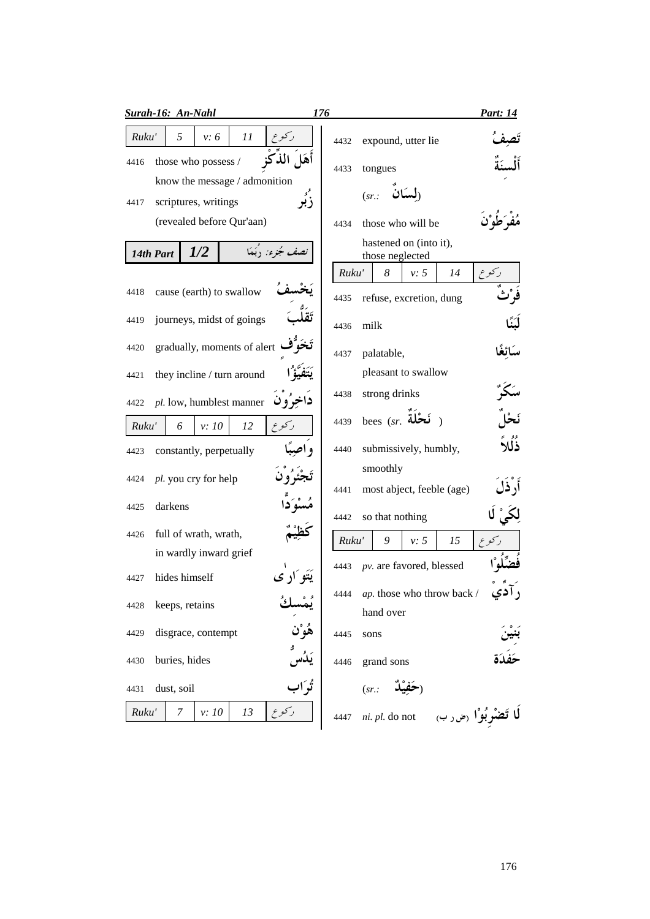**Ruku' 5 | v: 6 | 11 | ركوع**

| No. | Meaning | Arabic |
|---|---|---|
| 4416 | those who possess / know the message / admonition | أَهَلَ الذِّكْرِ |
| 4417 | scriptures, writings (revealed before Qur'aan) | زُبُر |

**14th Part | 1/2 | نصف جُزء: رُبَمَا**

| No. | Meaning | Arabic |
|---|---|---|
| 4418 | cause (earth) to swallow | يَخْسِفُ |
| 4419 | journeys, midst of goings | تَقَلُّبَ |
| 4420 | gradually, moments of alert | تَخَوُّف |
| 4421 | they incline / turn around | يَتَفَيَّؤُا |
| 4422 | *pl.* low, humblest manner | دَاخِرُوْنَ |

**Ruku' 6 | v: 10 | 12 | ركوع**

| No. | Meaning | Arabic |
|---|---|---|
| 4423 | constantly, perpetually | وَاصِبًا |
| 4424 | *pl.* you cry for help | تَجْئَرُوْنَ |
| 4425 | darkens | مُسْوَدًّا |
| 4426 | full of wrath, wrath, in wardly inward grief | كَظِيْمٌ |
| 4427 | hides himself | يَتَوَارٰى |
| 4428 | keeps, retains | يُمْسِكُ |
| 4429 | disgrace, contempt | هُوْن |
| 4430 | buries, hides | يَدُسُّ |
| 4431 | dust, soil | تُرَاب |

**Ruku' 7 | v: 10 | 13 | ركوع**

| No. | Meaning | Arabic |
|---|---|---|
| 4432 | expound, utter lie | تَصِفُ |
| 4433 | tongues (*sr.:* لِسَانٌ) | أَلْسِنَةٌ |
| 4434 | those who will be hastened on (into it), those neglected | مُفْرَطُوْنَ |

**Ruku' 8 | v: 5 | 14 | ركوع**

| No. | Meaning | Arabic |
|---|---|---|
| 4435 | refuse, excretion, dung | فَرْثٌ |
| 4436 | milk | لَبَنًا |
| 4437 | palatable, pleasant to swallow | سَائِغًا |
| 4438 | strong drinks | سَكَرٌ |
| 4439 | bees (*sr.* نَحْلَةٌ) | نَحْلٌ |
| 4440 | submissively, humbly, smoothly | ذُلُلاً |
| 4441 | most abject, feeble (age) | أَرْذَل |
| 4442 | so that nothing | لِكَيْ لَا |

**Ruku' 9 | v: 5 | 15 | ركوع**

| No. | Meaning | Arabic |
|---|---|---|
| 4443 | *pv.* are favored, blessed | فُضِّلُوْا |
| 4444 | *ap.* those who throw back / hand over | رَآدِّيْ |
| 4445 | sons | بَنِيْنَ |
| 4446 | grand sons (*sr.:* حَفِيْدٌ) | حَفَدَة |
| 4447 | *ni. pl.* do not | لَا تَضْرِبُوْا (ض ر ب) |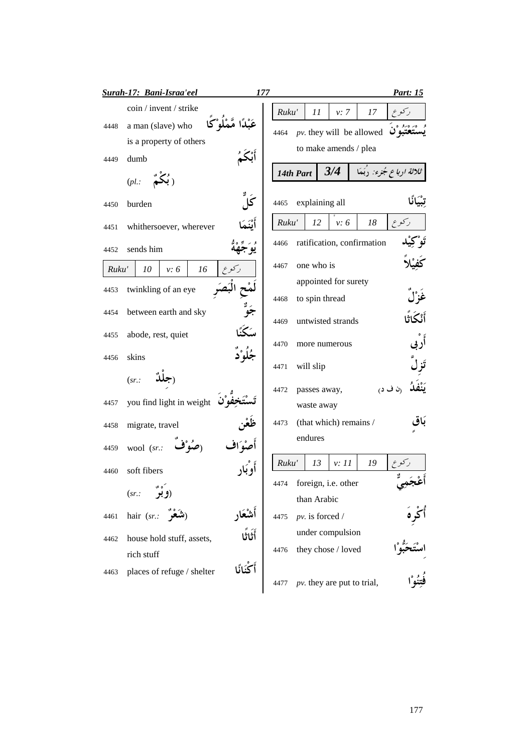coin / invent / strike

| | | |
|---|---|---|
| 4448 | a man (slave) who is a property of others | عَبْدًا مَّمْلُوْكًا |
| 4449 | dumb (*pl.:* بُكْمٌ) | أَبْكَمُ |
| 4450 | burden | كَلٌّ |
| 4451 | whithersoever, wherever | أَيْنَمَا |
| 4452 | sends him | يُوَجِّهْهُّ |

| Ruku' | 10 | v: 6 | 16 | ركوع |
|---|---|---|---|---|

| | | |
|---|---|---|
| 4453 | twinkling of an eye | لَمْحِ الْبَصَرِ |
| 4454 | between earth and sky | جَوٌّ |
| 4455 | abode, rest, quiet | سَكَنًا |
| 4456 | skins (*sr.:* جِلْدٌ) | جُلُوْدٌ |
| 4457 | you find light in weight | تَسْتَخِفُّوْنَ |
| 4458 | migrate, travel | ظَعْن |
| 4459 | wool (*sr.:* صُوْفٌ) | أَصْوَاف |
| 4460 | soft fibers (*sr.:* وَبْرٌ) | أَوْبَار |
| 4461 | hair (*sr.:* شَعْرٌ) | أَشْعَار |
| 4462 | house hold stuff, assets, rich stuff | أَثَاثًا |
| 4463 | places of refuge / shelter | أَكْنَانًا |

| Ruku' | 11 | v: 7 | 17 | ركوع |
|---|---|---|---|---|

| | | |
|---|---|---|
| 4464 | *pv.* they will be allowed to make amends / plea | يُسْتَعْتَبُوْنَ |

| 14th Part | 3/4 | ثلاثة ارباع جُزء: رُبَمَا |
|---|---|---|

| | | |
|---|---|---|
| 4465 | explaining all | تِبْيَانًا |

| Ruku' | 12 | v: 6 | 18 | ركوع |
|---|---|---|---|---|

| | | |
|---|---|---|
| 4466 | ratification, confirmation | تَوْكِيْد |
| 4467 | one who is appointed for surety | كَفِيْلاً |
| 4468 | to spin thread | غَزْلٌ |
| 4469 | untwisted strands | أَنْكَاثًا |
| 4470 | more numerous | أَرْبٰى |
| 4471 | will slip | تَزِلَّ |
| 4472 | passes away, waste away | يَنْفَدُ (ن ف د) |
| 4473 | (that which) remains / endures | بَاقٍ |

| Ruku' | 13 | v: 11 | 19 | ركوع |
|---|---|---|---|---|

| | | |
|---|---|---|
| 4474 | foreign, i.e. other than Arabic | أَعْجَمِيٌّ |
| 4475 | *pv.* is forced / under compulsion | أُكْرِهَ |
| 4476 | they chose / loved | اسْتَحَبُّوْا |
| 4477 | *pv.* they are put to trial, | فُتِنُوْا |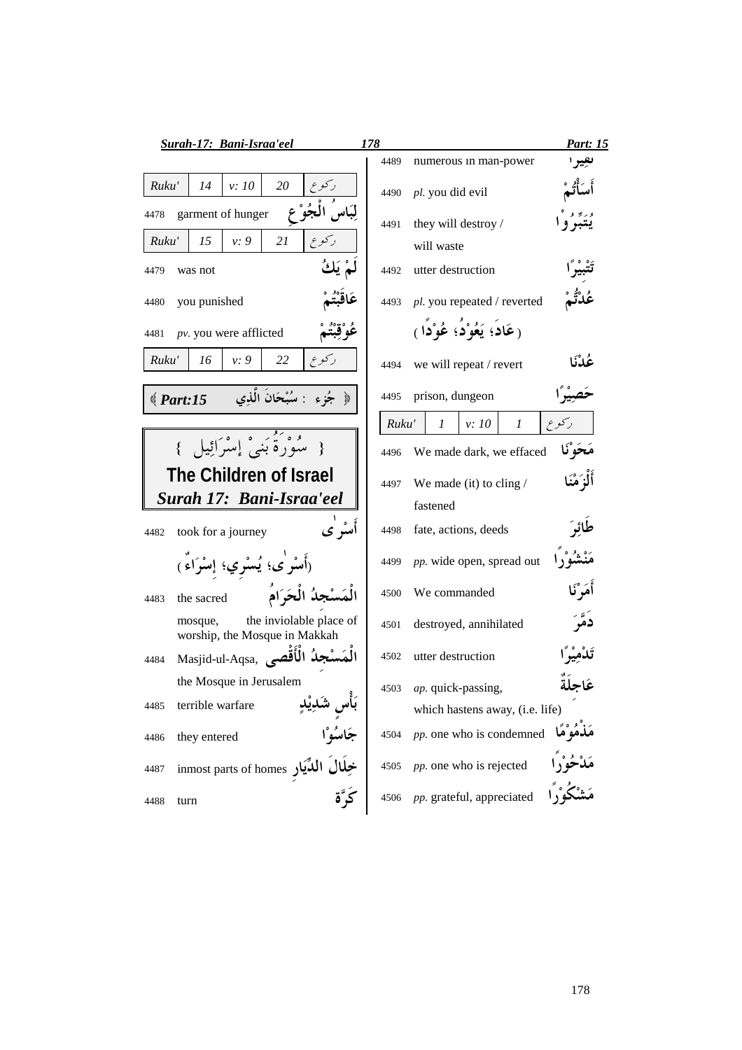| Ruku' | 14 | v: 10 | 20 | ركوع |
|---|---|---|---|---|

| | | |
|---|---|---|
| 4478 | garment of hunger | لِبَاسُ الْجُوْعِ |

| Ruku' | 15 | v: 9 | 21 | ركوع |
|---|---|---|---|---|

| | | |
|---|---|---|
| 4479 | was not | لَمْ يَكُ |
| 4480 | you punished | عَاقَبْتُمْ |
| 4481 | *pv.* you were afflicted | عُوْقِبْتُمْ |

| Ruku' | 16 | v: 9 | 22 | ركوع |
|---|---|---|---|---|

﴿ جُزء : سُبْحَانَ الَّذِي ﴾ **Part:15**

## { سُوْرَةُ بَنِيْ إِسْرَائِيل }

## The Children of Israel

## *Surah 17: Bani-Israa'eel*

| | | |
|---|---|---|
| 4482 | took for a journey | أَسْرٰى |
| | | (أَسْرٰى؛ يُسْرِي؛ إِسْرَاءٌ) |
| 4483 | the sacred mosque, the inviolable place of worship, the Mosque in Makkah | الْمَسْجِدُ الْحَرَامُ |
| 4484 | Masjid-ul-Aqsa, the Mosque in Jerusalem | الْمَسْجِدُ الْأَقْصٰى |
| 4485 | terrible warfare | بَأْسٍ شَدِيْدٍ |
| 4486 | they entered | جَاسُوْا |
| 4487 | inmost parts of homes | خِلَالَ الدِّيَارِ |
| 4488 | turn | كَرَّةَ |
| 4489 | numerous in man-power | نَفِيرًا |
| 4490 | *pl.* you did evil | أَسَأْتُمْ |
| 4491 | they will destroy / will waste | يُتَبِّرُوْا |
| 4492 | utter destruction | تَتْبِيْرًا |
| 4493 | *pl.* you repeated / reverted | عُدْتُّمْ |
| | | (عَادَ؛ يَعُوْدُ؛ عُوْدًا) |
| 4494 | we will repeat / revert | عُدْنَا |
| 4495 | prison, dungeon | حَصِيْرًا |

| Ruku' | 1 | v: 10 | 1 | ركوع |
|---|---|---|---|---|

| | | |
|---|---|---|
| 4496 | We made dark, we effaced | مَحَوْنَا |
| 4497 | We made (it) to cling / fastened | أَلْزَمْنَا |
| 4498 | fate, actions, deeds | طَائِرَ |
| 4499 | *pp.* wide open, spread out | مَنْشُوْرًا |
| 4500 | We commanded | أَمَرْنَا |
| 4501 | destroyed, annihilated | دَمَّرَ |
| 4502 | utter destruction | تَدْمِيْرًا |
| 4503 | *ap.* quick-passing, which hastens away, (i.e. life) | عَاجِلَةٌ |
| 4504 | *pp.* one who is condemned | مَذْمُوْمًا |
| 4505 | *pp.* one who is rejected | مَدْحُوْرًا |
| 4506 | *pp.* grateful, appreciated | مَشْكُوْرًا |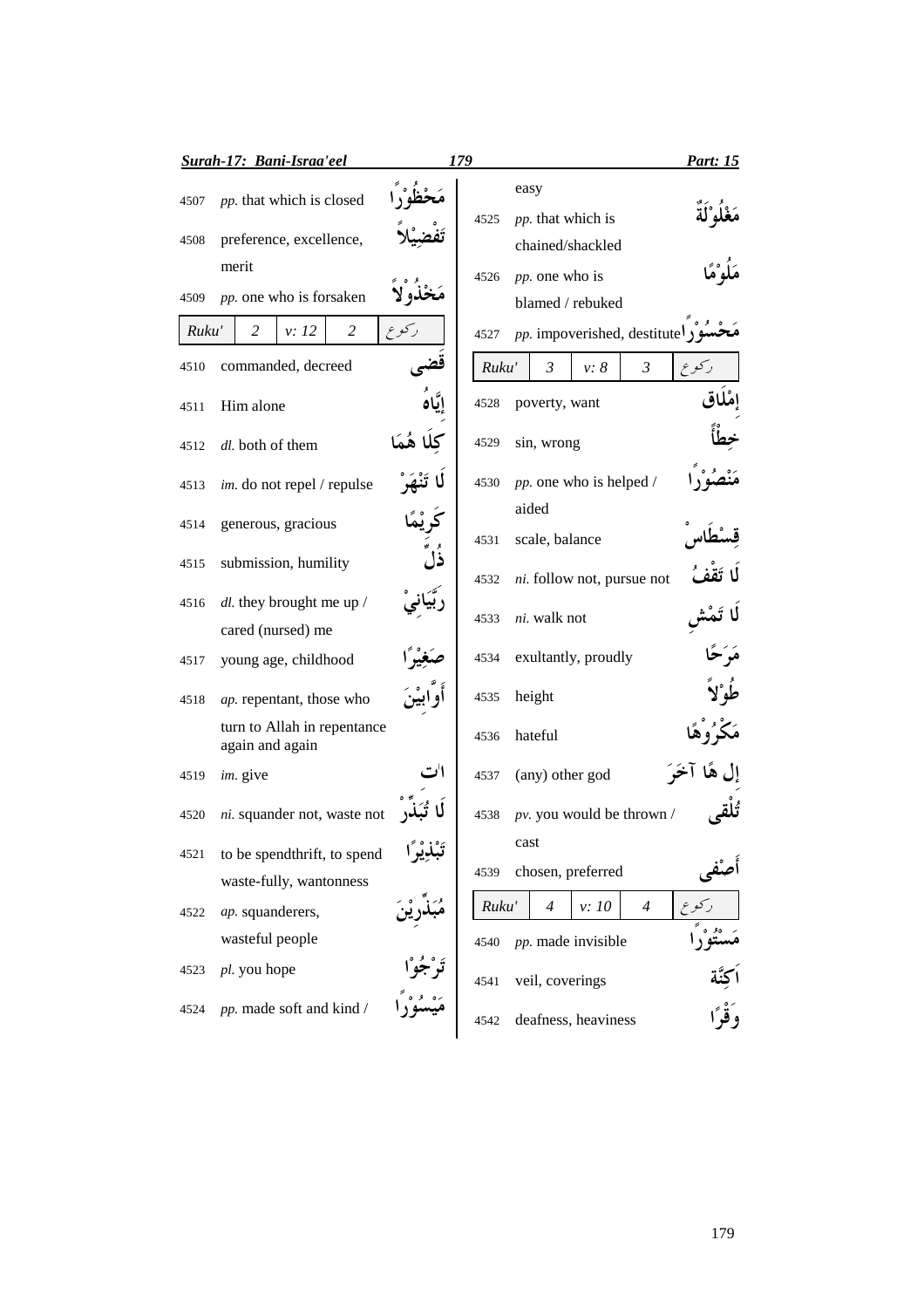| No. | English | Arabic |
|---|---|---|
| 4507 | *pp.* that which is closed | مَحْظُوْرًا |
| 4508 | preference, excellence, merit | تَفْضِيْلاً |
| 4509 | *pp.* one who is forsaken | مَخْذُوْلاً |
| Ruku' 2 | v: 12 | 2 ركوع |
| 4510 | commanded, decreed | قَضٰى |
| 4511 | Him alone | إِيَّاهُ |
| 4512 | *dl.* both of them | كِلَا هُمَا |
| 4513 | *im.* do not repel / repulse | لَا تَنْهَرْ |
| 4514 | generous, gracious | كَرِيْمًا |
| 4515 | submission, humility | ذُلّ |
| 4516 | *dl.* they brought me up / cared (nursed) me | رَبَّيَانِيْ |
| 4517 | young age, childhood | صَغِيْرًا |
| 4518 | *ap.* repentant, those who turn to Allah in repentance again and again | أَوَّابِيْنَ |
| 4519 | *im.* give | اٰتِ |
| 4520 | *ni.* squander not, waste not | لَا تُبَذِّرْ |
| 4521 | to be spendthrift, to spend waste-fully, wantonness | تَبْذِيْرًا |
| 4522 | *ap.* squanderers, wasteful people | مُبَذِّرِيْنَ |
| 4523 | *pl.* you hope | تَرْجُوْا |
| 4524 | *pp.* made soft and kind / easy | مَيْسُوْرًا |
| 4525 | *pp.* that which is chained/shackled | مَغْلُوْلَةٌ |
| 4526 | *pp.* one who is blamed / rebuked | مَلُوْمًا |
| 4527 | *pp.* impoverished, destitute | مَحْسُوْرًا |
| Ruku' 3 | v: 8 | 3 ركوع |
| 4528 | poverty, want | إِمْلَاق |
| 4529 | sin, wrong | خِطْأً |
| 4530 | *pp.* one who is helped / aided | مَنْصُوْرًا |
| 4531 | scale, balance | قِسْطَاسْ |
| 4532 | *ni.* follow not, pursue not | لَا تَقْفُ |
| 4533 | *ni.* walk not | لَا تَمْشِ |
| 4534 | exultantly, proudly | مَرَحًا |
| 4535 | height | طُوْلاً |
| 4536 | hateful | مَكْرُوْهًا |
| 4537 | (any) other god | إِلٰهًا آخَرَ |
| 4538 | *pv.* you would be thrown / cast | تُلْقٰى |
| 4539 | chosen, preferred | أَصْفٰى |
| Ruku' 4 | v: 10 | 4 ركوع |
| 4540 | *pp.* made invisible | مَسْتُوْرًا |
| 4541 | veil, coverings | اَكِنَّة |
| 4542 | deafness, heaviness | وَقْرًا |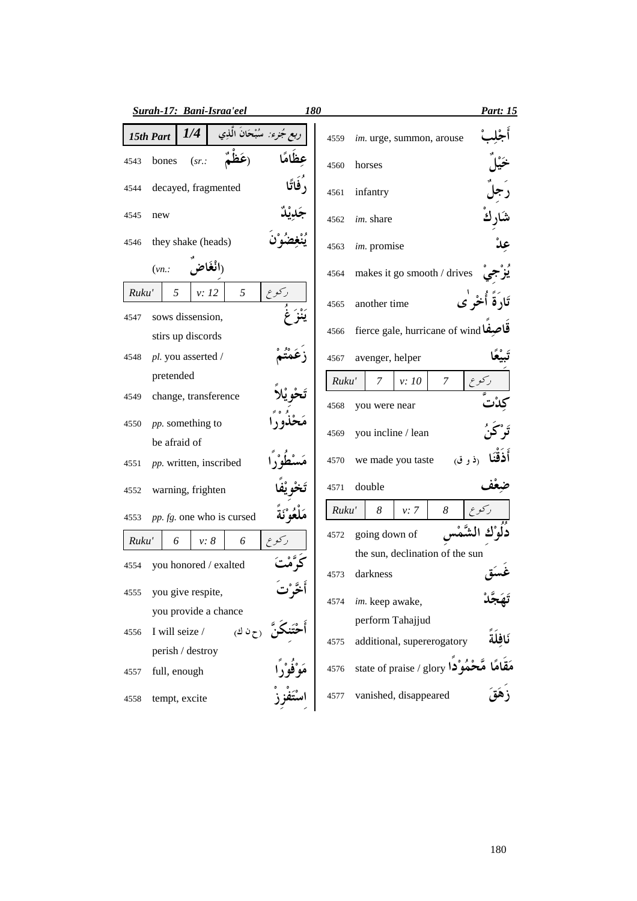| No. | Meaning | Word |
|---|---|---|
| | **15th Part** **1/4** | ربع جُزء: سُبْحَانَ الَّذِي |
| 4543 | bones (sr.: عَظْمٌ) | عِظَامًا |
| 4544 | decayed, fragmented | رُفَاتًا |
| 4545 | new | جَدِيْدٌ |
| 4546 | they shake (heads) (vn.: اِنْغَاضٌ) | يُنْغِضُوْنَ |
| | *Ruku'* 5 *v: 12* 5 | ركوع |
| 4547 | sows dissension, stirs up discords | يَنْزَغُ |
| 4548 | *pl.* you asserted / pretended | زَعَمْتُمْ |
| 4549 | change, transference | تَحْوِيْلاً |
| 4550 | *pp.* something to be afraid of | مَحْذُوْرًا |
| 4551 | *pp.* written, inscribed | مَسْطُوْرًا |
| 4552 | warning, frighten | تَخْوِيْفًا |
| 4553 | *pp. fg.* one who is cursed | مَلْعُوْنَةً |
| | *Ruku'* 6 *v: 8* 6 | ركوع |
| 4554 | you honored / exalted | كَرَّمْتَ |
| 4555 | you give respite, you provide a chance | أَخَّرْتَ |
| 4556 | I will seize / perish / destroy (ح ن ك) | أَحْتَنِكَنَّ |
| 4557 | full, enough | مَوْفُوْرًا |
| 4558 | tempt, excite | اِسْتَفْزِزْ |
| 4559 | *im.* urge, summon, arouse | أَجْلِبْ |
| 4560 | horses | خَيْلٌ |
| 4561 | infantry | رَجِلٌ |
| 4562 | *im.* share | شَارِكْ |
| 4563 | *im.* promise | عِدْ |
| 4564 | makes it go smooth / drives | يُزْجِيْ |
| 4565 | another time | تَارَةً أُخْرٰى |
| 4566 | fierce gale, hurricane of wind | قَاصِفًا |
| 4567 | avenger, helper | تَبِيْعًا |
| | *Ruku'* 7 *v: 10* 7 | ركوع |
| 4568 | you were near | كِدْتَّ |
| 4569 | you incline / lean | تَرْكَنُ |
| 4570 | we made you taste (ذ و ق) | أَذَقْنَا |
| 4571 | double | ضِعْفٌ |
| | *Ruku'* 8 *v: 7* 8 | ركوع |
| 4572 | going down of the sun, declination of the sun | دُلُوْكُ الشَّمْسِ |
| 4573 | darkness | غَسَقٌ |
| 4574 | *im.* keep awake, perform Tahajjud | تَهَجَّدْ |
| 4575 | additional, supererogatory | نَافِلَةً |
| 4576 | state of praise / glory | مَقَامًا مَّحْمُوْدًا |
| 4577 | vanished, disappeared | زَهَقَ |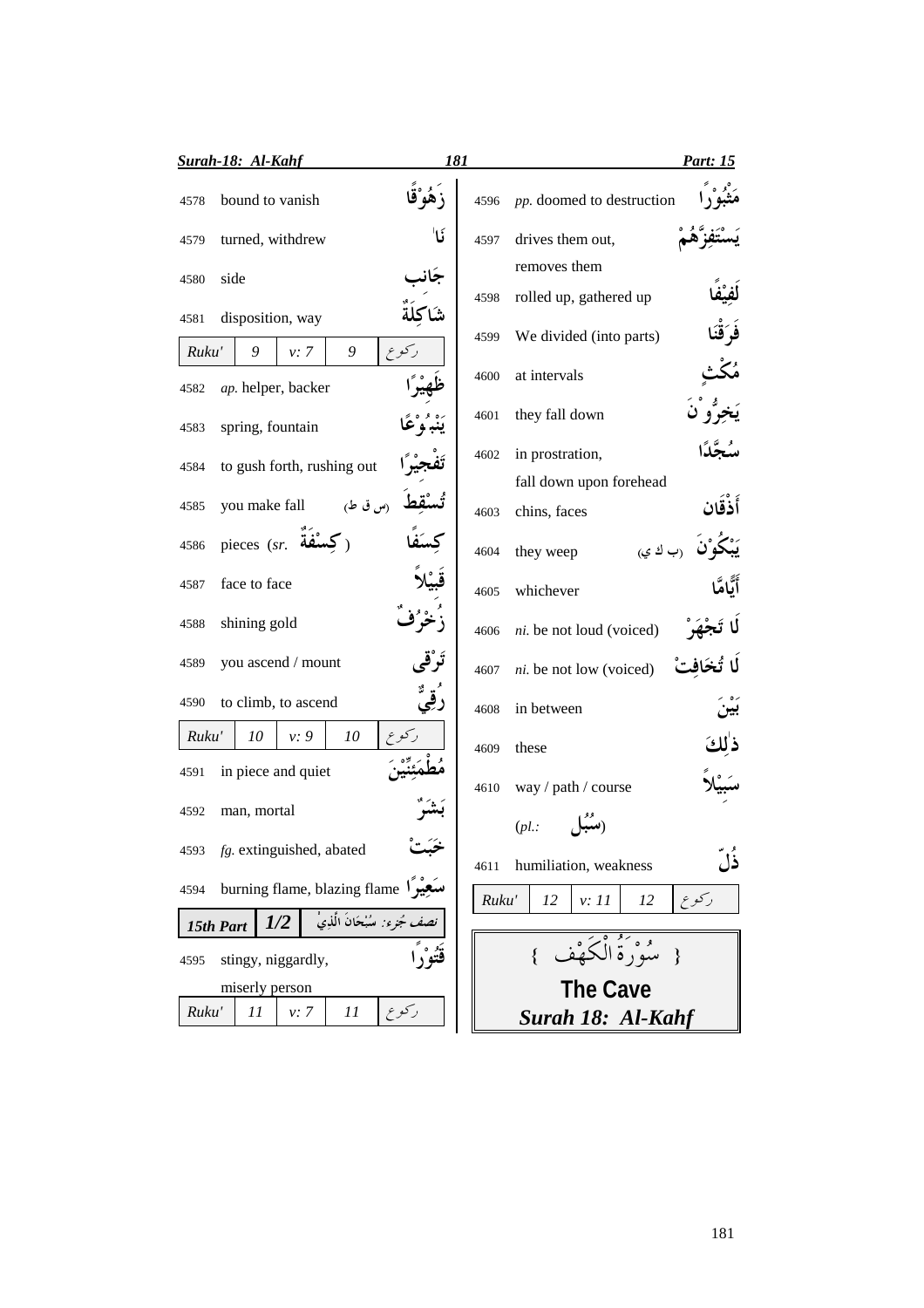| No. | Meaning | Arabic |
|---|---|---|
| 4578 | bound to vanish | زَهُوْقًا |
| 4579 | turned, withdrew | نَاٰ |
| 4580 | side | جَانِب |
| 4581 | disposition, way | شَاكِلَةٌ |

| Ruku' | 9 | v: 7 | 9 | رکوع |
|---|---|---|---|---|

| No. | Meaning | Arabic |
|---|---|---|
| 4582 | *ap.* helper, backer | ظَهِيْرًا |
| 4583 | spring, fountain | يَنْبُوْعًا |
| 4584 | to gush forth, rushing out | تَفْجِيْرًا |
| 4585 | you make fall (س ق ط) | تُسْقِطَ |
| 4586 | pieces (*sr.* كِسْفَةٌ) | كِسَفًا |
| 4587 | face to face | قَبِيْلاً |
| 4588 | shining gold | زُخْرُفٌ |
| 4589 | you ascend / mount | تَرْقٰى |
| 4590 | to climb, to ascend | رُقِيٌّ |

| Ruku' | 10 | v: 9 | 10 | رکوع |
|---|---|---|---|---|

| No. | Meaning | Arabic |
|---|---|---|
| 4591 | in piece and quiet | مُطْمَئِنِّيْنَ |
| 4592 | man, mortal | بَشَرٌ |
| 4593 | *fg.* extinguished, abated | خَبَتْ |
| 4594 | burning flame, blazing flame | سَعِيْرًا |

| 15th Part | 1/2 | نصف جُزء: سُبْحَانَ الَّذِيْ |
|---|---|---|

| No. | Meaning | Arabic |
|---|---|---|
| 4595 | stingy, niggardly, miserly person | قَتُوْرًا |

| Ruku' | 11 | v: 7 | 11 | رکوع |
|---|---|---|---|---|

| No. | Meaning | Arabic |
|---|---|---|
| 4596 | *pp.* doomed to destruction | مَثْبُوْرًا |
| 4597 | drives them out, removes them | يَسْتَفِزَّهُمْ |
| 4598 | rolled up, gathered up | لَفِيْفًا |
| 4599 | We divided (into parts) | فَرَقْنَا |
| 4600 | at intervals | مُكْثٍ |
| 4601 | they fall down | يَخِرُّوْنَ |
| 4602 | in prostration, fall down upon forehead | سُجَّدًا |
| 4603 | chins, faces | أَذْقَان |
| 4604 | they weep (ب ك ي) | يَبْكُوْنَ |
| 4605 | whichever | أَيًّامَّا |
| 4606 | *ni.* be not loud (voiced) | لَا تَجْهَرْ |
| 4607 | *ni.* be not low (voiced) | لَا تُخَافِتْ |
| 4608 | in between | بَيْنَ |
| 4609 | these | ذٰلِكَ |
| 4610 | way / path / course (*pl.:* سُبُل) | سَبِيْلاً |
| 4611 | humiliation, weakness | ذُلّ |

| Ruku' | 12 | v: 11 | 12 | رکوع |
|---|---|---|---|---|

## { سُوْرَةُ الْكَهْف }

## The Cave

## *Surah 18: Al-Kahf*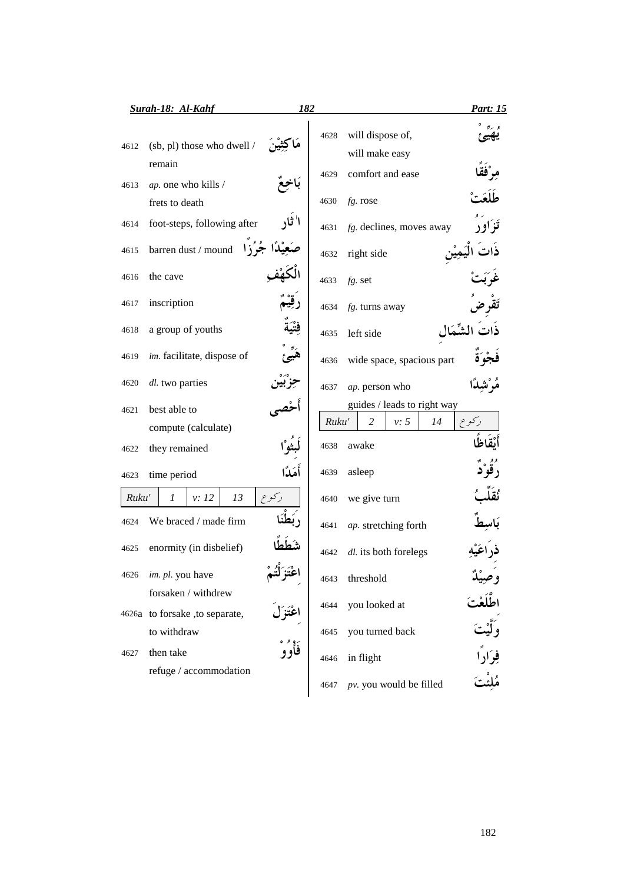| No. | Meaning | Arabic |
|---|---|---|
| 4612 | (sb, pl) those who dwell / remain | مَاكِثِيْنَ |
| 4613 | *ap.* one who kills / frets to death | بَاخِعٌ |
| 4614 | foot-steps, following after | اٰثَار |
| 4615 | barren dust / mound | صَعِيْدًا جُرُزًا |
| 4616 | the cave | الْكَهْفِ |
| 4617 | inscription | رَقِيْمٌ |
| 4618 | a group of youths | فِتْيَةٌ |
| 4619 | *im.* facilitate, dispose of | هَيِّئْ |
| 4620 | *dl.* two parties | حِزْبَيْنِ |
| 4621 | best able to compute (calculate) | أَحْصٰى |
| 4622 | they remained | لَبِثُوْا |
| 4623 | time period | أَمَدًا |

| Ruku' | 1 | v: 12 | 13 | رکوع |
|---|---|---|---|---|

| No. | Meaning | Arabic |
|---|---|---|
| 4624 | We braced / made firm | رَبَطْنَا |
| 4625 | enormity (in disbelief) | شَطَطًا |
| 4626 | *im. pl.* you have forsaken / withdrew | اعْتَزَلْتُمْ |
| 4626a | to forsake ,to separate, to withdraw | اعْتَزَلَ |
| 4627 | then take refuge / accommodation | فَأْوُوْ |
| 4628 | will dispose of, will make easy | يُهَيِّئْ |
| 4629 | comfort and ease | مِرْفَقًا |
| 4630 | *fg.* rose | طَلَعَتْ |
| 4631 | *fg.* declines, moves away | تَزَاوَرُ |
| 4632 | right side | ذَاتَ الْيَمِيْنِ |
| 4633 | *fg.* set | غَرَبَتْ |
| 4634 | *fg.* turns away | تَقْرِضُ |
| 4635 | left side | ذَاتَ الشِّمَالِ |
| 4636 | wide space, spacious part | فَجْوَةٌ |
| 4637 | *ap.* person who guides / leads to right way | مُرْشِدًا |

| Ruku' | 2 | v: 5 | 14 | رکوع |
|---|---|---|---|---|

| No. | Meaning | Arabic |
|---|---|---|
| 4638 | awake | أَيْقَاظًا |
| 4639 | asleep | رُقُوْدٌ |
| 4640 | we give turn | نُقَلِّبُ |
| 4641 | *ap.* stretching forth | بَاسِطٌ |
| 4642 | *dl.* its both forelegs | ذِرَاعَيْهِ |
| 4643 | threshold | وَصِيْدٌ |
| 4644 | you looked at | اطَّلَعْتَ |
| 4645 | you turned back | وَلَّيْتَ |
| 4646 | in flight | فِرَارًا |
| 4647 | *pv.* you would be filled | مُلِئْتَ |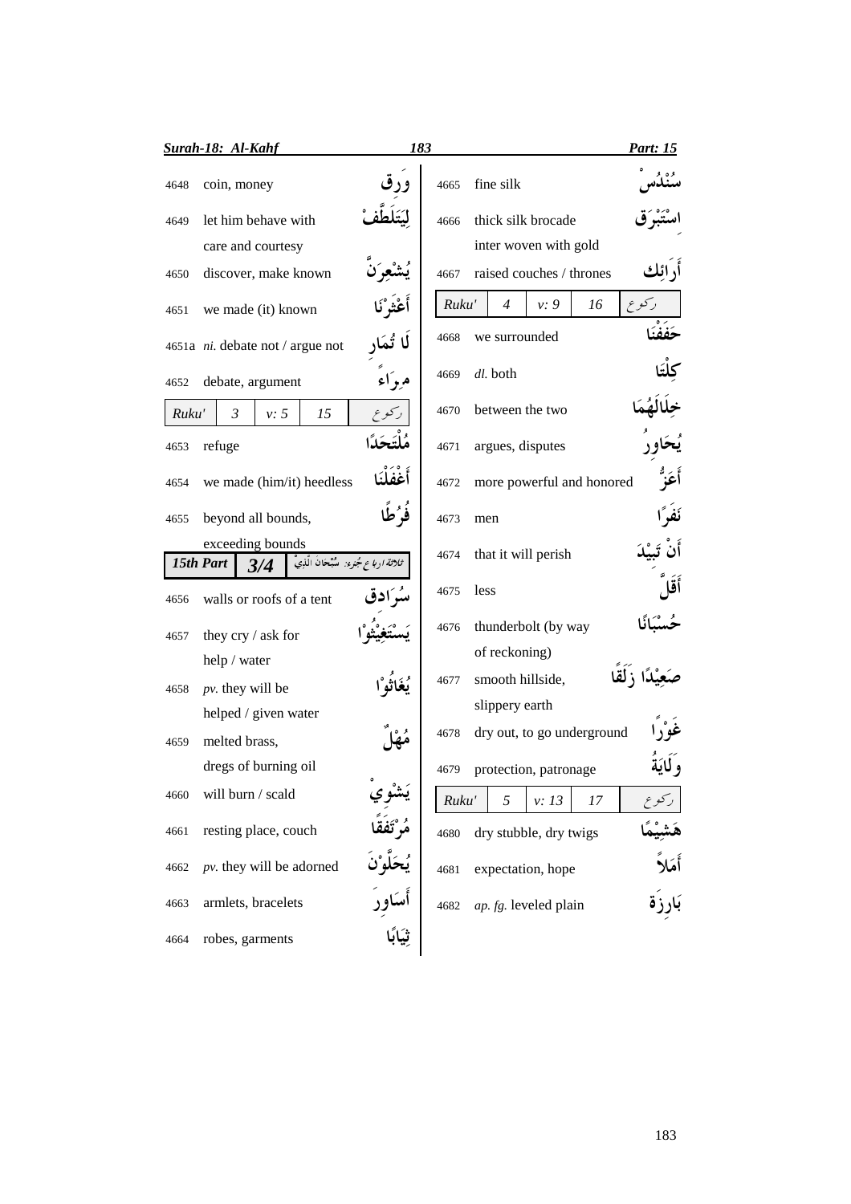| No. | Meaning | Arabic |
|---|---|---|
| 4648 | coin, money | وَرِق |
| 4649 | let him behave with care and courtesy | لِيَتَلَطَّفْ |
| 4650 | discover, make known | يُشْعِرَنَّ |
| 4651 | we made (it) known | أَعْثَرْنَا |
| 4651a | *ni.* debate not / argue not | لَا تُمَارِ |
| 4652 | debate, argument | مِرَاءً |
| **Ruku' 3** | **v: 5** | **15 رکوع** |
| 4653 | refuge | مُلْتَحَدًا |
| 4654 | we made (him/it) heedless | أَغْفَلْنَا |
| 4655 | beyond all bounds, exceeding bounds | فُرُطًا |
| **15th Part 3/4** | | ثلاثة ارباع جُزء: سُبْحٰنَ الَّذِيْ |
| 4656 | walls or roofs of a tent | سُرَادِق |
| 4657 | they cry / ask for help / water | يَسْتَغِيْثُوْا |
| 4658 | *pv.* they will be helped / given water | يُغَاثُوْا |
| 4659 | melted brass, dregs of burning oil | مُهْلٌ |
| 4660 | will burn / scald | يَشْوِيْ |
| 4661 | resting place, couch | مُرْتَفَقًا |
| 4662 | *pv.* they will be adorned | يُحَلَّوْنَ |
| 4663 | armlets, bracelets | أَسَاوِرَ |
| 4664 | robes, garments | ثِيَابًا |
| 4665 | fine silk | سُنْدُسْ |
| 4666 | thick silk brocade inter woven with gold | اِسْتَبْرَق |
| 4667 | raised couches / thrones | أَرَائِك |
| **Ruku' 4** | **v: 9** | **16 رکوع** |
| 4668 | we surrounded | حَفَفْنَا |
| 4669 | *dl.* both | كِلْتَا |
| 4670 | between the two | خِلَالَهُمَا |
| 4671 | argues, disputes | يُحَاوِرُ |
| 4672 | more powerful and honored | أَعَزُّ |
| 4673 | men | نَفَرًا |
| 4674 | that it will perish | أَنْ تَبِيْدَ |
| 4675 | less | أَقَلَّ |
| 4676 | thunderbolt (by way of reckoning) | حُسْبَانًا |
| 4677 | smooth hillside, slippery earth | صَعِيْدًا زَلَقًا |
| 4678 | dry out, to go underground | غَوْرًا |
| 4679 | protection, patronage | وَلَايَةُ |
| **Ruku' 5** | **v: 13** | **17 رکوع** |
| 4680 | dry stubble, dry twigs | هَشِيْمًا |
| 4681 | expectation, hope | أَمَلًا |
| 4682 | *ap. fg.* leveled plain | بَارِزَة |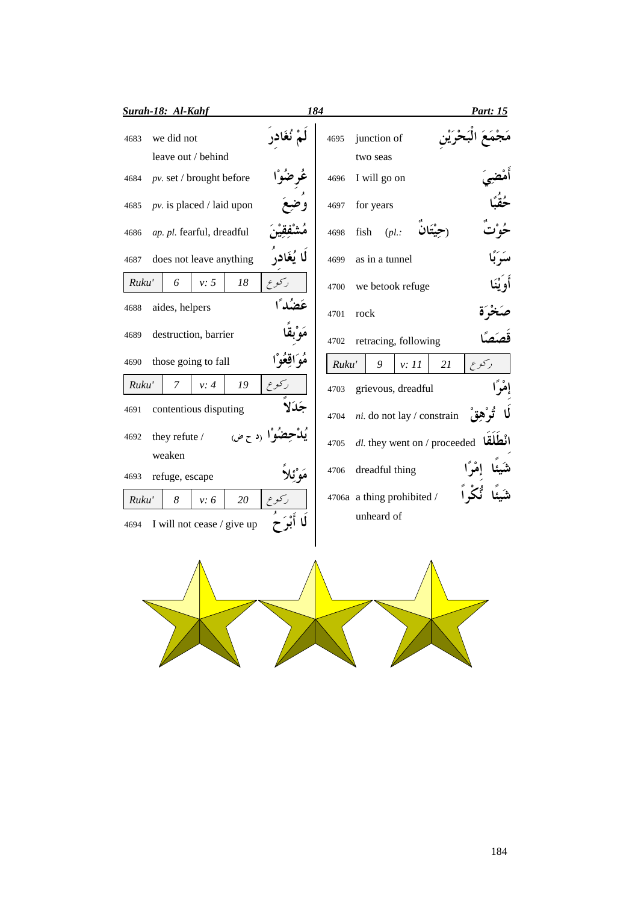| No. | Meaning | Arabic |
|---|---|---|
| 4683 | we did not leave out / behind | لَمْ نُغَادِرْ |
| 4684 | *pv.* set / brought before | عُرِضُوْا |
| 4685 | *pv.* is placed / laid upon | وُضِعَ |
| 4686 | *ap. pl.* fearful, dreadful | مُشْفِقِيْنَ |
| 4687 | does not leave anything | لَا يُغَادِرُ |
| Ruku' 6 | v: 5 | 18 ركوع |
| 4688 | aides, helpers | عَضُدًا |
| 4689 | destruction, barrier | مَوْبِقًا |
| 4690 | those going to fall | مُوَاقِعُوْا |
| Ruku' 7 | v: 4 | 19 ركوع |
| 4691 | contentious disputing | جَدَلاً |
| 4692 | they refute / weaken | يُدْحِضُوْا (د ح ض) |
| 4693 | refuge, escape | مَوْئِلاً |
| Ruku' 8 | v: 6 | 20 ركوع |
| 4694 | I will not cease / give up | لَا أَبْرَحُ |
| 4695 | junction of two seas | مَجْمَعَ الْبَحْرَيْنِ |
| 4696 | I will go on | أَمْضِيَ |
| 4697 | for years | حُقُبًا |
| 4698 | fish (*pl.:* حِيْتَانٌ) | حُوْتٌ |
| 4699 | as in a tunnel | سَرَبًا |
| 4700 | we betook refuge | أَوَيْنَا |
| 4701 | rock | صَخْرَة |
| 4702 | retracing, following | قَصَصًا |
| Ruku' 9 | v: 11 | 21 ركوع |
| 4703 | grievous, dreadful | إِمْرًا |
| 4704 | *ni.* do not lay / constrain | لَا تُرْهِقْ |
| 4705 | *dl.* they went on / proceeded | انْطَلَقَا |
| 4706 | dreadful thing | شَيْئًا إِمْرًا |
| 4706a | a thing prohibited / unheard of | شَيْئًا نُكْرًا |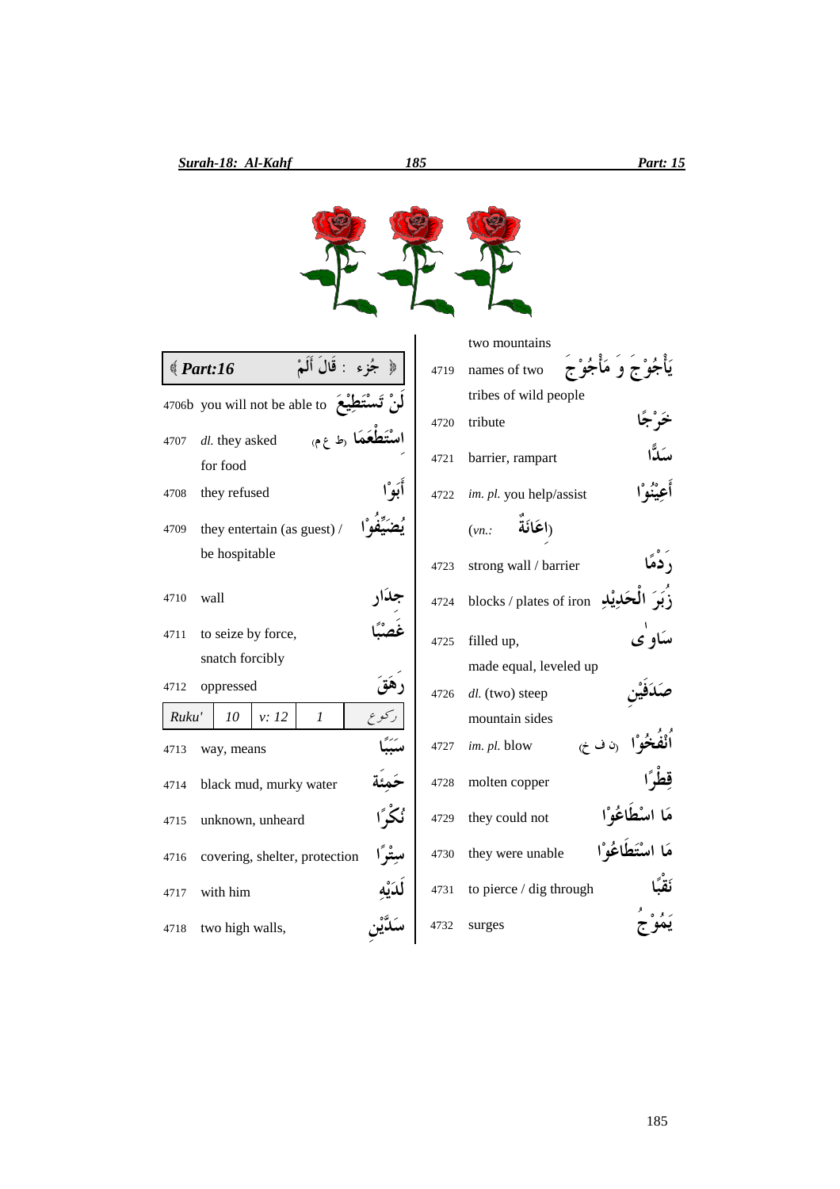**Part:16** ﴿ جزء : قَالَ أَلَمْ ﴾

| | | |
|---|---|---|
| 4706b | you will not be able to | لَنْ تَسْتَطِيْعَ |
| 4707 | *dl.* they asked for food | اسْتَطْعَمَا (ط ع م) |
| 4708 | they refused | أَبَوْا |
| 4709 | they entertain (as guest) / be hospitable | يُضَيِّفُوْا |
| 4710 | wall | جِدَار |
| 4711 | to seize by force, snatch forcibly | غَصْبًا |
| 4712 | oppressed | رَهَقَ |

| Ruku' | 10 | v: 12 | 1 | ركوع |
|---|---|---|---|---|

| | | |
|---|---|---|
| 4713 | way, means | سَبَبًا |
| 4714 | black mud, murky water | حَمِئَة |
| 4715 | unknown, unheard | نُكْرًا |
| 4716 | covering, shelter, protection | سِتْرًا |
| 4717 | with him | لَدَيْهِ |
| 4718 | two high walls, two mountains | سَدَّيْن |
| 4719 | names of two tribes of wild people | يَأْجُوْجَ وَ مَأْجُوْجَ |
| 4720 | tribute | خَرْجًا |
| 4721 | barrier, rampart | سَدًّا |
| 4722 | *im. pl.* you help/assist (*vn.*: إعَانَةٌ) | أَعِيْنُوْا |
| 4723 | strong wall / barrier | رَدْمًا |
| 4724 | blocks / plates of iron | زُبَرَ الْحَدِيْدِ |
| 4725 | filled up, made equal, leveled up | سَاوٰى |
| 4726 | *dl.* (two) steep mountain sides | صَدَفَيْن |
| 4727 | *im. pl.* blow | اُنْفُخُوْا (ن ف خ) |
| 4728 | molten copper | قِطْرًا |
| 4729 | they could not | مَا اسْطَاعُوْا |
| 4730 | they were unable | مَا اسْتَطَاعُوْا |
| 4731 | to pierce / dig through | نَقْبًا |
| 4732 | surges | يَمُوْجُ |